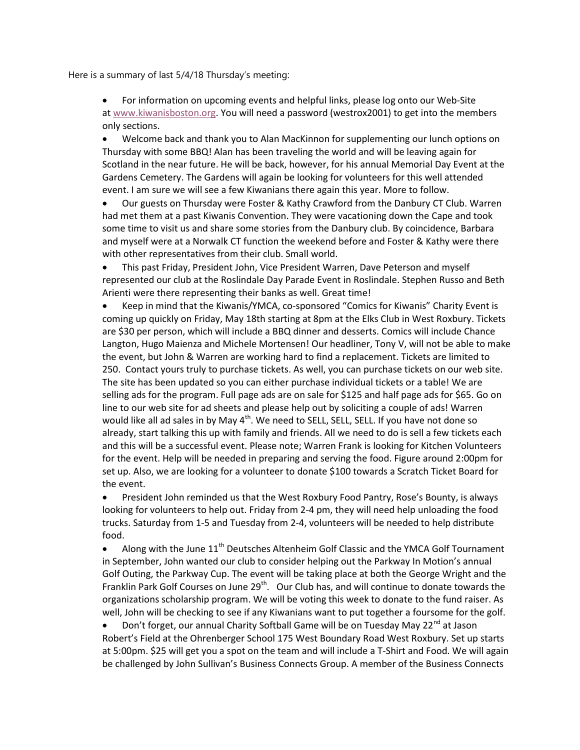Here is a summary of last 5/4/18 Thursday's meeting:

- For information on upcoming events and helpful links, please log onto our Web-Site at www.kiwanisboston.org. You will need a password (westrox2001) to get into the members only sections.
- Welcome back and thank you to Alan MacKinnon for supplementing our lunch options on Thursday with some BBQ! Alan has been traveling the world and will be leaving again for Scotland in the near future. He will be back, however, for his annual Memorial Day Event at the Gardens Cemetery. The Gardens will again be looking for volunteers for this well attended event. I am sure we will see a few Kiwanians there again this year. More to follow.
- Our guests on Thursday were Foster & Kathy Crawford from the Danbury CT Club. Warren had met them at a past Kiwanis Convention. They were vacationing down the Cape and took some time to visit us and share some stories from the Danbury club. By coincidence, Barbara and myself were at a Norwalk CT function the weekend before and Foster & Kathy were there with other representatives from their club. Small world.
- This past Friday, President John, Vice President Warren, Dave Peterson and myself represented our club at the Roslindale Day Parade Event in Roslindale. Stephen Russo and Beth Arienti were there representing their banks as well. Great time!
- Keep in mind that the Kiwanis/YMCA, co-sponsored "Comics for Kiwanis" Charity Event is coming up quickly on Friday, May 18th starting at 8pm at the Elks Club in West Roxbury. Tickets are $30 per person, which will include a BBQ dinner and desserts. Comics will include Chance Langton, Hugo Maienza and Michele Mortensen! Our headliner, Tony V, will not be able to make the event, but John & Warren are working hard to find a replacement. Tickets are limited to 250. Contact yours truly to purchase tickets. As well, you can purchase tickets on our web site. The site has been updated so you can either purchase individual tickets or a table! We are selling ads for the program. Full page ads are on sale for $125 and half page ads for $65. Go on line to our web site for ad sheets and please help out by soliciting a couple of ads! Warren would like all ad sales in by May 4th. We need to SELL, SELL, SELL. If you have not done so already, start talking this up with family and friends. All we need to do is sell a few tickets each and this will be a successful event. Please note; Warren Frank is looking for Kitchen Volunteers for the event. Help will be needed in preparing and serving the food. Figure around 2:00pm for set up. Also, we are looking for a volunteer to donate $100 towards a Scratch Ticket Board for the event.
- President John reminded us that the West Roxbury Food Pantry, Rose's Bounty, is always looking for volunteers to help out. Friday from 2-4 pm, they will need help unloading the food trucks. Saturday from 1-5 and Tuesday from 2-4, volunteers will be needed to help distribute food.
- Along with the June 11th Deutsches Altenheim Golf Classic and the YMCA Golf Tournament in September, John wanted our club to consider helping out the Parkway In Motion's annual Golf Outing, the Parkway Cup. The event will be taking place at both the George Wright and the Franklin Park Golf Courses on June 29th. Our Club has, and will continue to donate towards the organizations scholarship program. We will be voting this week to donate to the fund raiser. As well, John will be checking to see if any Kiwanians want to put together a foursome for the golf.
- Don't forget, our annual Charity Softball Game will be on Tuesday May 22nd at Jason Robert's Field at the Ohrenberger School 175 West Boundary Road West Roxbury. Set up starts at 5:00pm. $25 will get you a spot on the team and will include a T-Shirt and Food. We will again be challenged by John Sullivan's Business Connects Group. A member of the Business Connects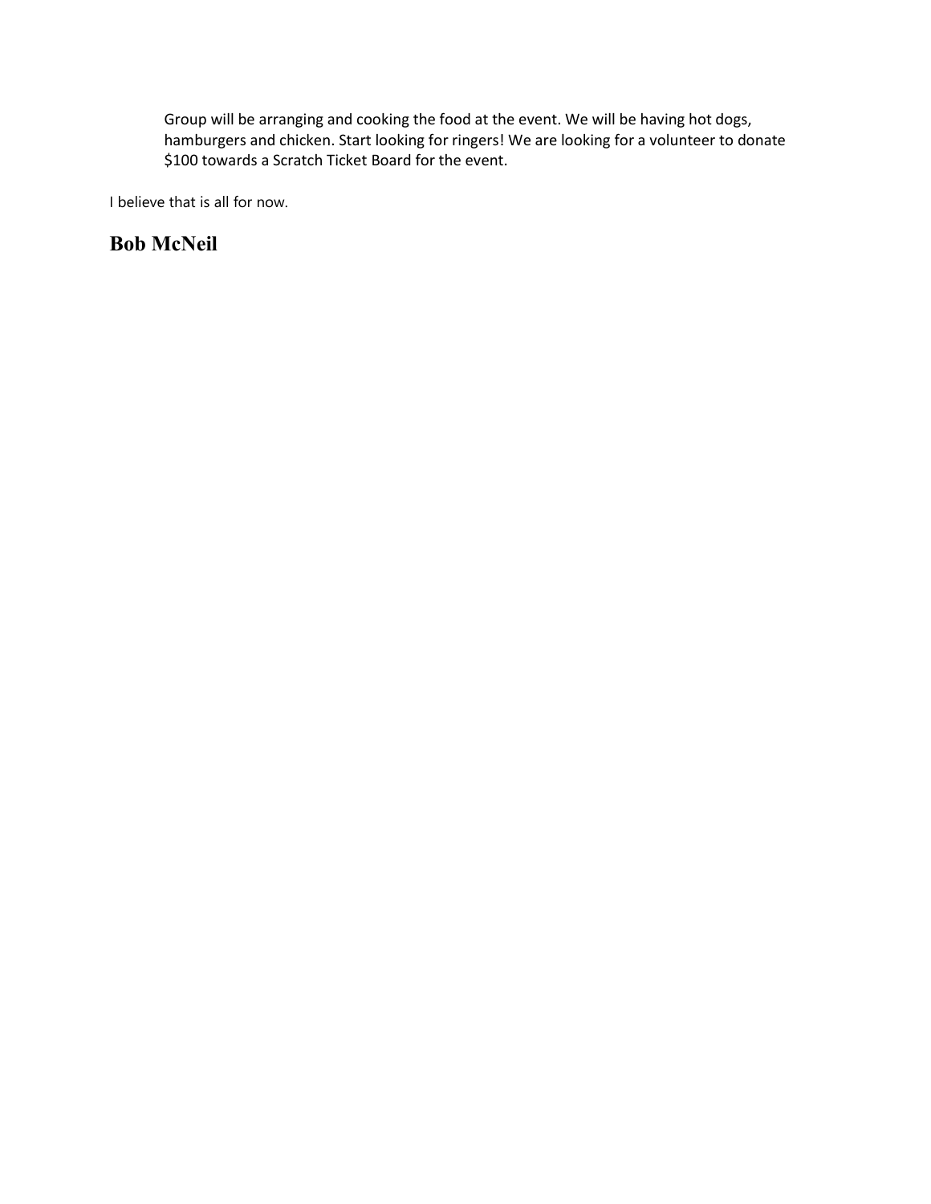Group will be arranging and cooking the food at the event. We will be having hot dogs, hamburgers and chicken. Start looking for ringers! We are looking for a volunteer to donate $100 towards a Scratch Ticket Board for the event.

I believe that is all for now.

**Bob McNeil**